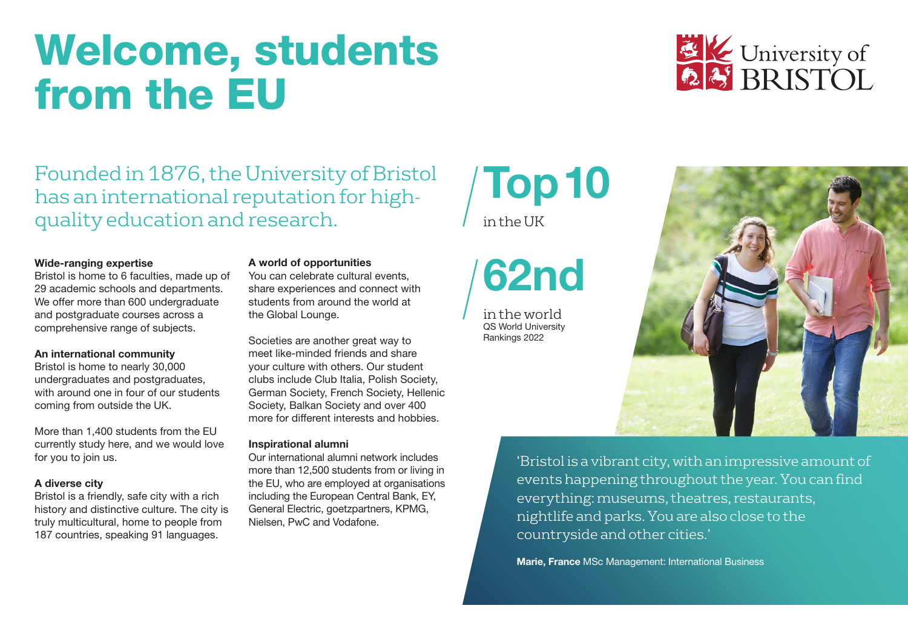# Welcome, students from the EU

University of BRISTOL

Founded in 1876, the University of Bristol has an international reputation for high-quality education and research.

**Wide-ranging expertise**
Bristol is home to 6 faculties, made up of 29 academic schools and departments. We offer more than 600 undergraduate and postgraduate courses across a comprehensive range of subjects.

**An international community**
Bristol is home to nearly 30,000 undergraduates and postgraduates, with around one in four of our students coming from outside the UK.

More than 1,400 students from the EU currently study here, and we would love for you to join us.

**A diverse city**
Bristol is a friendly, safe city with a rich history and distinctive culture. The city is truly multicultural, home to people from 187 countries, speaking 91 languages.

**A world of opportunities**
You can celebrate cultural events, share experiences and connect with students from around the world at the Global Lounge.

Societies are another great way to meet like-minded friends and share your culture with others. Our student clubs include Club Italia, Polish Society, German Society, French Society, Hellenic Society, Balkan Society and over 400 more for different interests and hobbies.

**Inspirational alumni**
Our international alumni network includes more than 12,500 students from or living in the EU, who are employed at organisations including the European Central Bank, EY, General Electric, goetzpartners, KPMG, Nielsen, PwC and Vodafone.

**Top 10**
in the UK

**62nd**
in the world
QS World University Rankings 2022

'Bristol is a vibrant city, with an impressive amount of events happening throughout the year. You can find everything: museums, theatres, restaurants, nightlife and parks. You are also close to the countryside and other cities.'

**Marie, France** MSc Management: International Business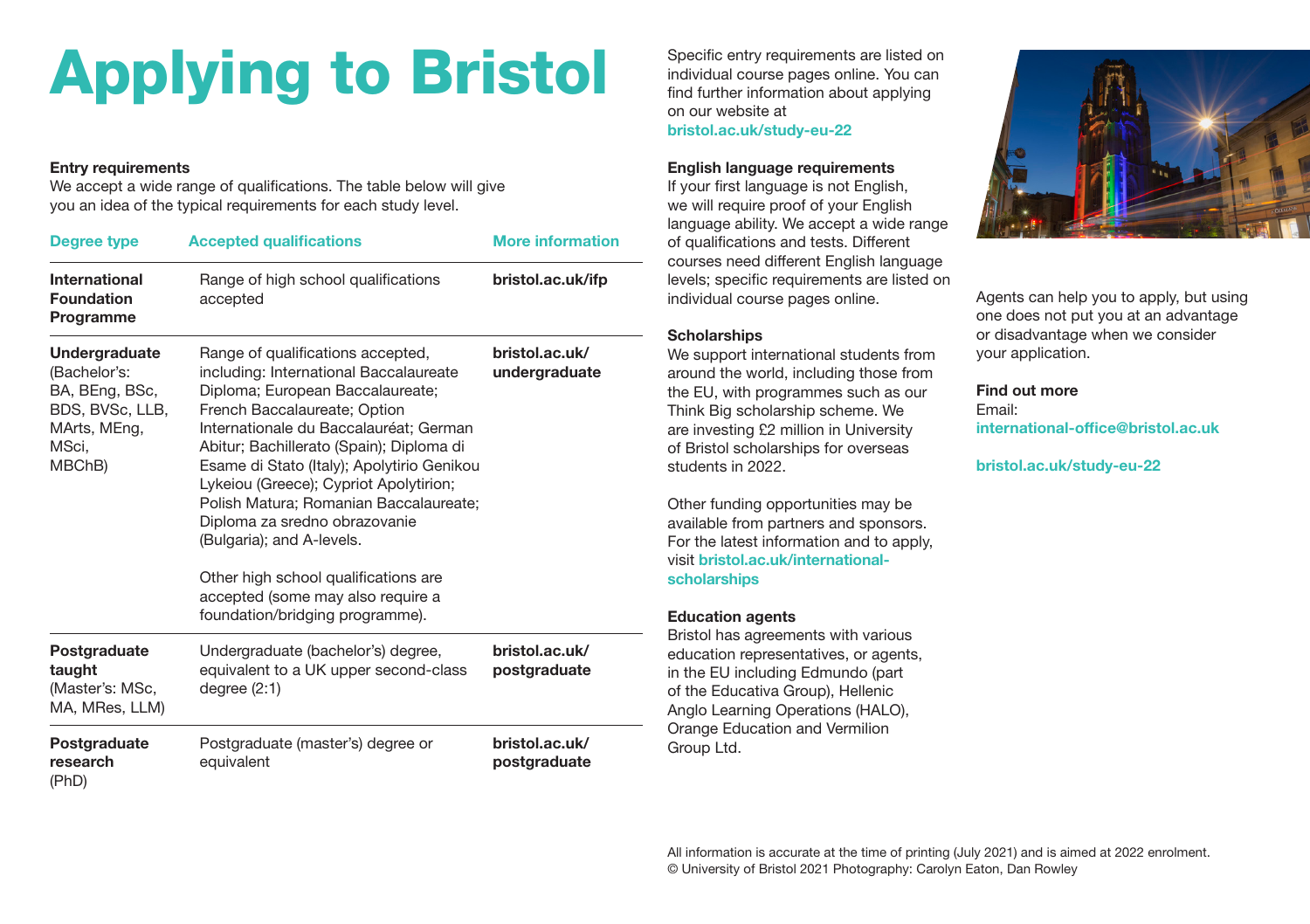# Applying to Bristol

**Entry requirements**
We accept a wide range of qualifications. The table below will give you an idea of the typical requirements for each study level.

| Degree type | Accepted qualifications | More information |
|---|---|---|
| **International Foundation Programme** | Range of high school qualifications accepted | **bristol.ac.uk/ifp** |
| **Undergraduate** (Bachelor's: BA, BEng, BSc, BDS, BVSc, LLB, MArts, MEng, MSci, MBChB) | Range of qualifications accepted, including: International Baccalaureate Diploma; European Baccalaureate; French Baccalaureate; Option Internationale du Baccalauréat; German Abitur; Bachillerato (Spain); Diploma di Esame di Stato (Italy); Apolytirio Genikou Lykeiou (Greece); Cypriot Apolytirion; Polish Matura; Romanian Baccalaureate; Diploma za sredno obrazovanie (Bulgaria); and A-levels. Other high school qualifications are accepted (some may also require a foundation/bridging programme). | **bristol.ac.uk/undergraduate** |
| **Postgraduate taught** (Master's: MSc, MA, MRes, LLM) | Undergraduate (bachelor's) degree, equivalent to a UK upper second-class degree (2:1) | **bristol.ac.uk/postgraduate** |
| **Postgraduate research** (PhD) | Postgraduate (master's) degree or equivalent | **bristol.ac.uk/postgraduate** |

Specific entry requirements are listed on individual course pages online. You can find further information about applying on our website at **bristol.ac.uk/study-eu-22**

**English language requirements**
If your first language is not English, we will require proof of your English language ability. We accept a wide range of qualifications and tests. Different courses need different English language levels; specific requirements are listed on individual course pages online.

**Scholarships**
We support international students from around the world, including those from the EU, with programmes such as our Think Big scholarship scheme. We are investing £2 million in University of Bristol scholarships for overseas students in 2022.

Other funding opportunities may be available from partners and sponsors. For the latest information and to apply, visit **bristol.ac.uk/international-scholarships**

**Education agents**
Bristol has agreements with various education representatives, or agents, in the EU including Edmundo (part of the Educativa Group), Hellenic Anglo Learning Operations (HALO), Orange Education and Vermilion Group Ltd.

Agents can help you to apply, but using one does not put you at an advantage or disadvantage when we consider your application.

**Find out more**
Email:
**international-office@bristol.ac.uk**

**bristol.ac.uk/study-eu-22**

All information is accurate at the time of printing (July 2021) and is aimed at 2022 enrolment.
© University of Bristol 2021 Photography: Carolyn Eaton, Dan Rowley